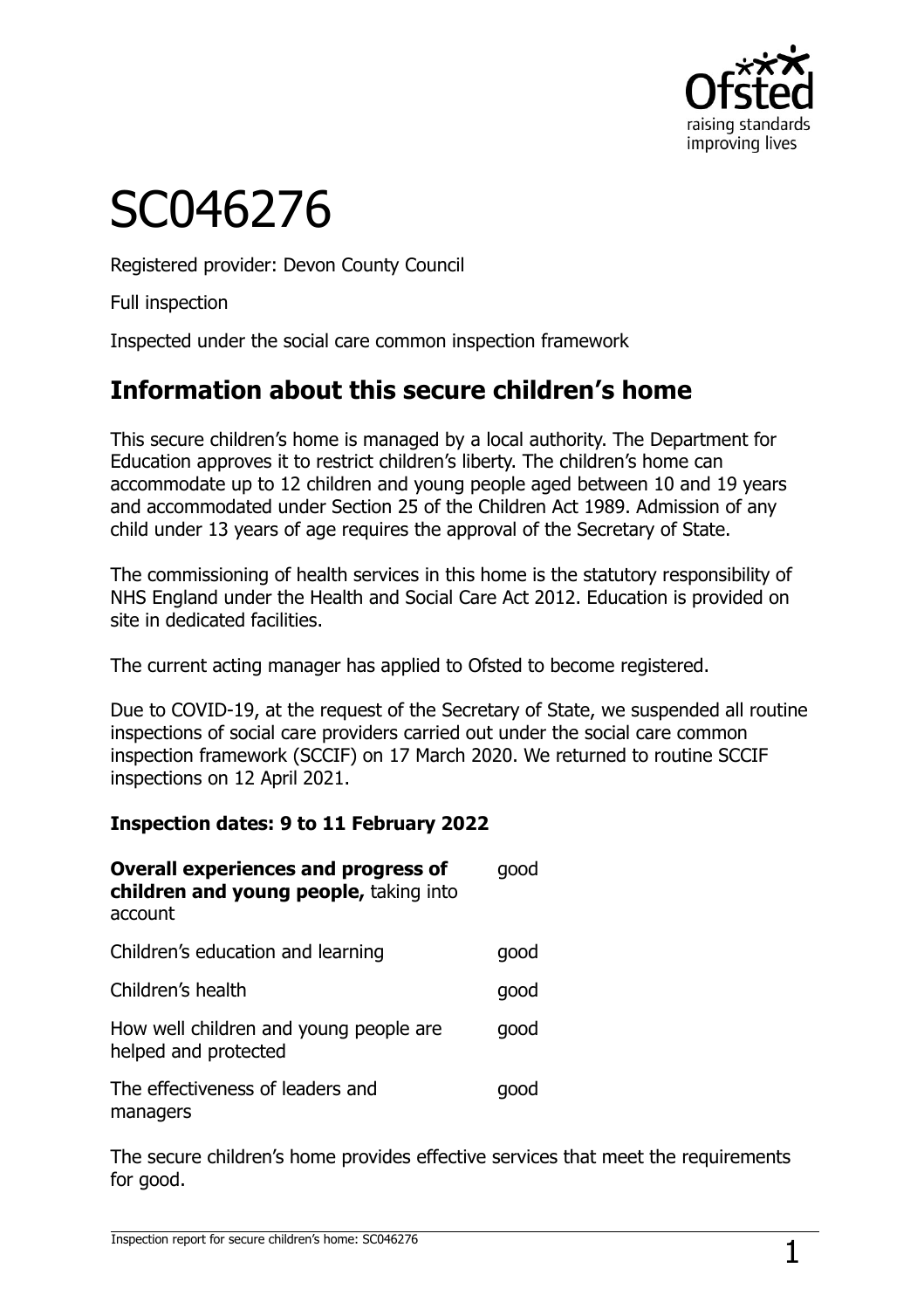# SC046276

Registered provider: Devon County Council

Full inspection

Inspected under the social care common inspection framework

## Information about this secure children's home

This secure children's home is managed by a local authority. The Department for Education approves it to restrict children's liberty. The children's home can accommodate up to 12 children and young people aged between 10 and 19 years and accommodated under Section 25 of the Children Act 1989. Admission of any child under 13 years of age requires the approval of the Secretary of State.

The commissioning of health services in this home is the statutory responsibility of NHS England under the Health and Social Care Act 2012. Education is provided on site in dedicated facilities.

The current acting manager has applied to Ofsted to become registered.

Due to COVID-19, at the request of the Secretary of State, we suspended all routine inspections of social care providers carried out under the social care common inspection framework (SCCIF) on 17 March 2020. We returned to routine SCCIF inspections on 12 April 2021.

**Inspection dates: 9 to 11 February 2022**

| | |
|---|---|
| **Overall experiences and progress of children and young people,** taking into account | good |
| Children's education and learning | good |
| Children's health | good |
| How well children and young people are helped and protected | good |
| The effectiveness of leaders and managers | good |

The secure children's home provides effective services that meet the requirements for good.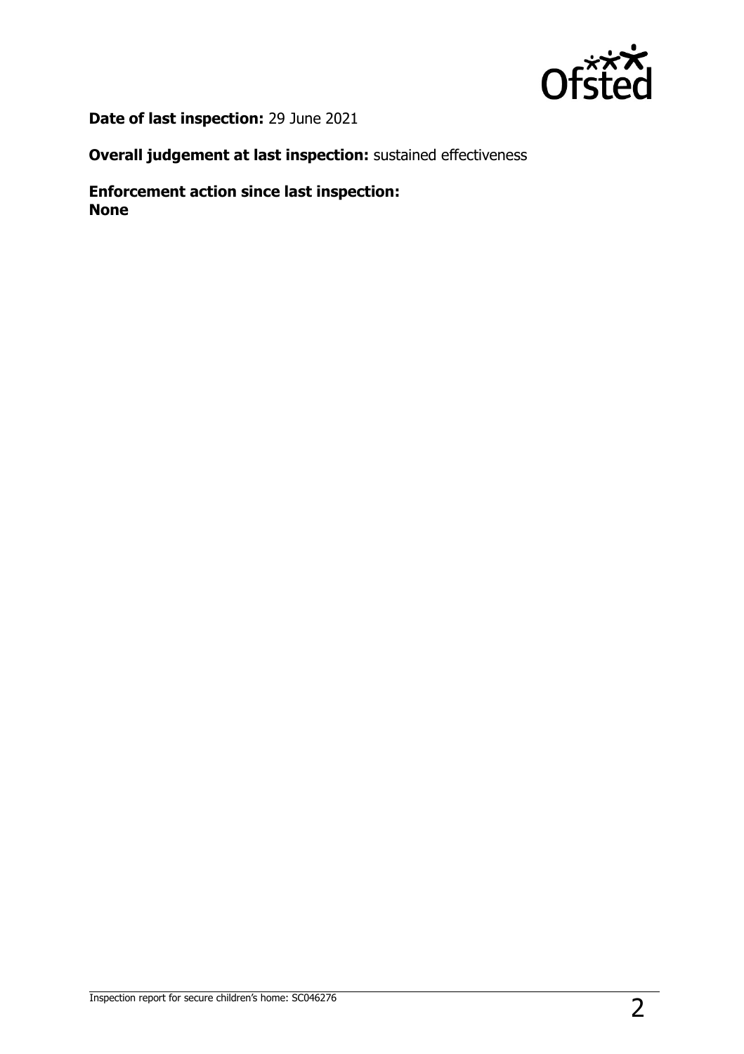**Date of last inspection:** 29 June 2021

**Overall judgement at last inspection:** sustained effectiveness

**Enforcement action since last inspection:**
**None**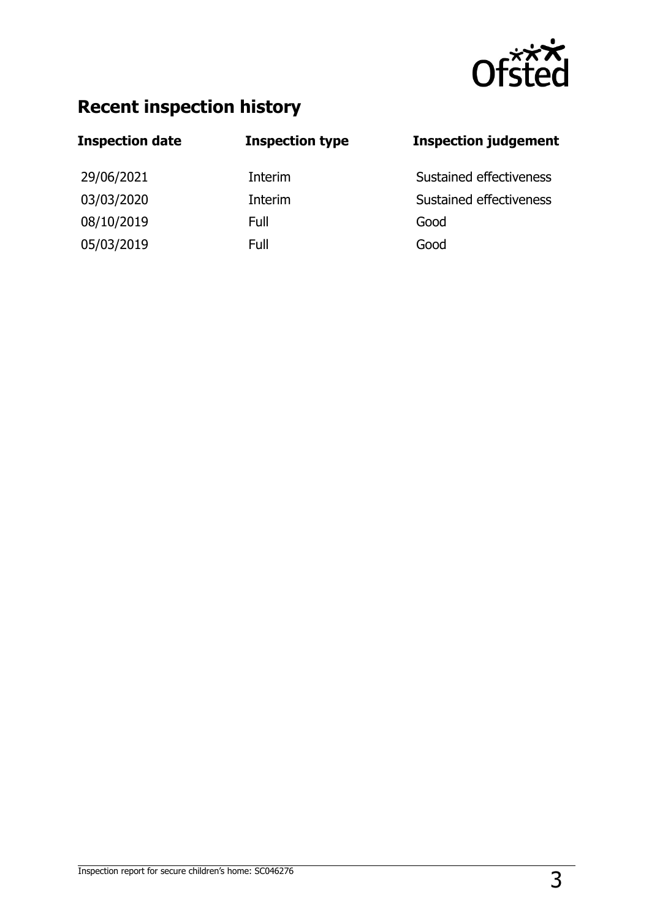## Recent inspection history

| Inspection date | Inspection type | Inspection judgement |
|---|---|---|
| 29/06/2021 | Interim | Sustained effectiveness |
| 03/03/2020 | Interim | Sustained effectiveness |
| 08/10/2019 | Full | Good |
| 05/03/2019 | Full | Good |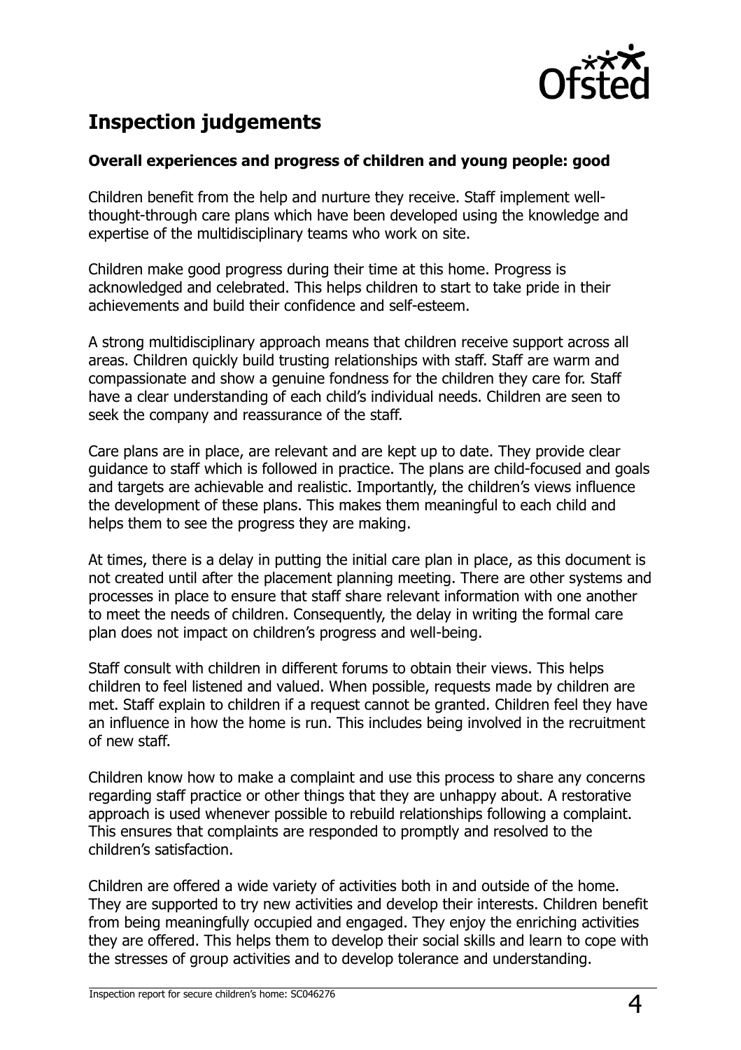## Inspection judgements

### Overall experiences and progress of children and young people: good

Children benefit from the help and nurture they receive. Staff implement well-thought-through care plans which have been developed using the knowledge and expertise of the multidisciplinary teams who work on site.

Children make good progress during their time at this home. Progress is acknowledged and celebrated. This helps children to start to take pride in their achievements and build their confidence and self-esteem.

A strong multidisciplinary approach means that children receive support across all areas. Children quickly build trusting relationships with staff. Staff are warm and compassionate and show a genuine fondness for the children they care for. Staff have a clear understanding of each child's individual needs. Children are seen to seek the company and reassurance of the staff.

Care plans are in place, are relevant and are kept up to date. They provide clear guidance to staff which is followed in practice. The plans are child-focused and goals and targets are achievable and realistic. Importantly, the children's views influence the development of these plans. This makes them meaningful to each child and helps them to see the progress they are making.

At times, there is a delay in putting the initial care plan in place, as this document is not created until after the placement planning meeting. There are other systems and processes in place to ensure that staff share relevant information with one another to meet the needs of children. Consequently, the delay in writing the formal care plan does not impact on children's progress and well-being.

Staff consult with children in different forums to obtain their views. This helps children to feel listened and valued. When possible, requests made by children are met. Staff explain to children if a request cannot be granted. Children feel they have an influence in how the home is run. This includes being involved in the recruitment of new staff.

Children know how to make a complaint and use this process to share any concerns regarding staff practice or other things that they are unhappy about. A restorative approach is used whenever possible to rebuild relationships following a complaint. This ensures that complaints are responded to promptly and resolved to the children's satisfaction.

Children are offered a wide variety of activities both in and outside of the home. They are supported to try new activities and develop their interests. Children benefit from being meaningfully occupied and engaged. They enjoy the enriching activities they are offered. This helps them to develop their social skills and learn to cope with the stresses of group activities and to develop tolerance and understanding.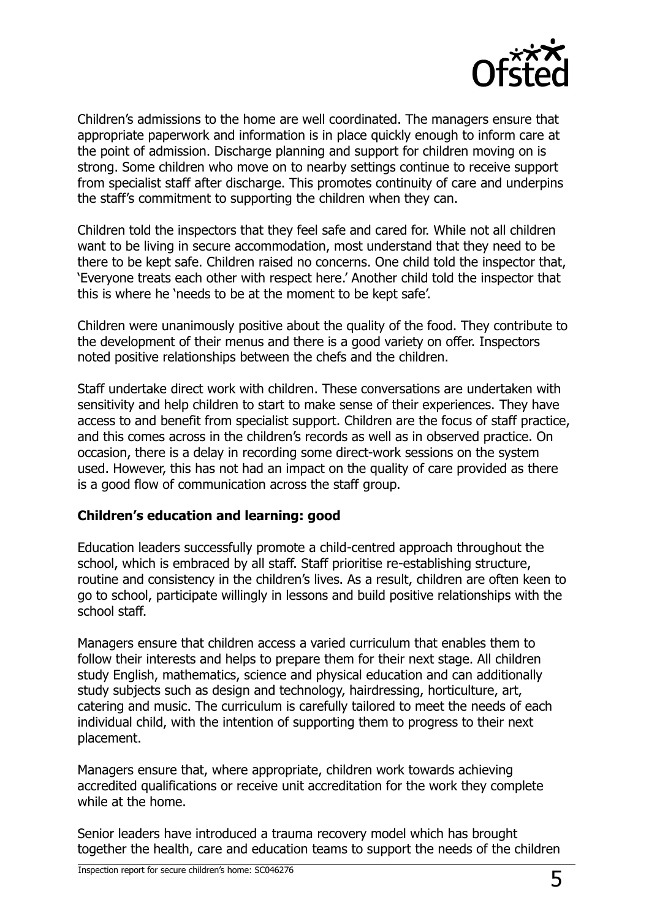Children's admissions to the home are well coordinated. The managers ensure that appropriate paperwork and information is in place quickly enough to inform care at the point of admission. Discharge planning and support for children moving on is strong. Some children who move on to nearby settings continue to receive support from specialist staff after discharge. This promotes continuity of care and underpins the staff's commitment to supporting the children when they can.

Children told the inspectors that they feel safe and cared for. While not all children want to be living in secure accommodation, most understand that they need to be there to be kept safe. Children raised no concerns. One child told the inspector that, 'Everyone treats each other with respect here.' Another child told the inspector that this is where he 'needs to be at the moment to be kept safe'.

Children were unanimously positive about the quality of the food. They contribute to the development of their menus and there is a good variety on offer. Inspectors noted positive relationships between the chefs and the children.

Staff undertake direct work with children. These conversations are undertaken with sensitivity and help children to start to make sense of their experiences. They have access to and benefit from specialist support. Children are the focus of staff practice, and this comes across in the children's records as well as in observed practice. On occasion, there is a delay in recording some direct-work sessions on the system used. However, this has not had an impact on the quality of care provided as there is a good flow of communication across the staff group.

### Children's education and learning: good

Education leaders successfully promote a child-centred approach throughout the school, which is embraced by all staff. Staff prioritise re-establishing structure, routine and consistency in the children's lives. As a result, children are often keen to go to school, participate willingly in lessons and build positive relationships with the school staff.

Managers ensure that children access a varied curriculum that enables them to follow their interests and helps to prepare them for their next stage. All children study English, mathematics, science and physical education and can additionally study subjects such as design and technology, hairdressing, horticulture, art, catering and music. The curriculum is carefully tailored to meet the needs of each individual child, with the intention of supporting them to progress to their next placement.

Managers ensure that, where appropriate, children work towards achieving accredited qualifications or receive unit accreditation for the work they complete while at the home.

Senior leaders have introduced a trauma recovery model which has brought together the health, care and education teams to support the needs of the children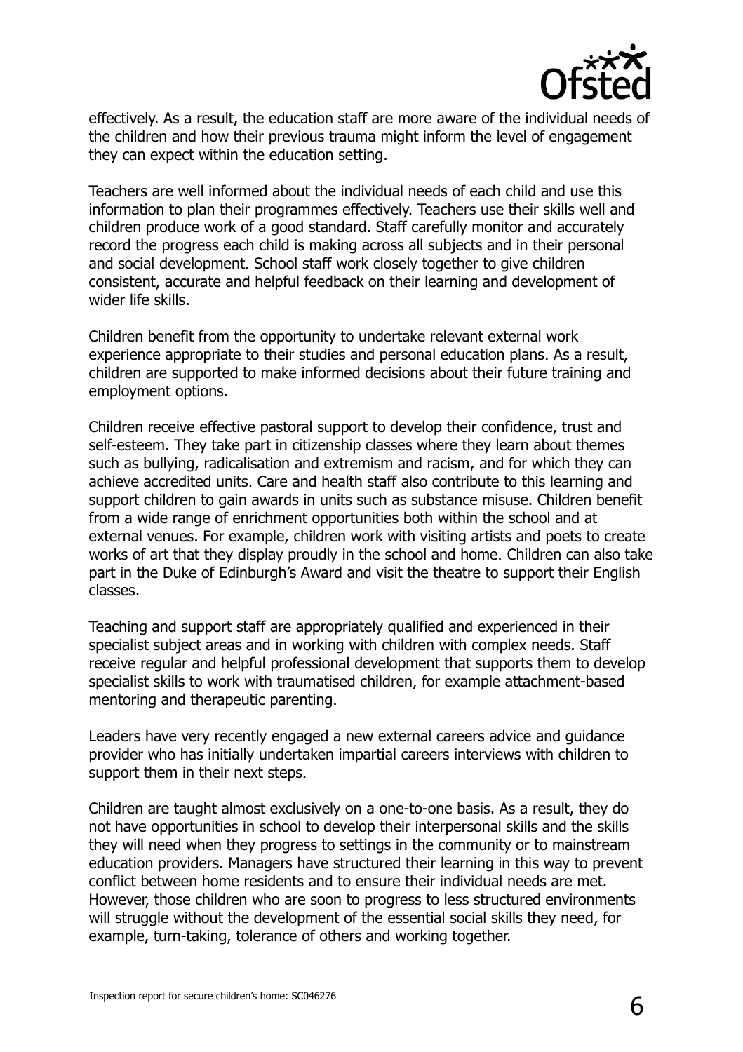effectively. As a result, the education staff are more aware of the individual needs of the children and how their previous trauma might inform the level of engagement they can expect within the education setting.

Teachers are well informed about the individual needs of each child and use this information to plan their programmes effectively. Teachers use their skills well and children produce work of a good standard. Staff carefully monitor and accurately record the progress each child is making across all subjects and in their personal and social development. School staff work closely together to give children consistent, accurate and helpful feedback on their learning and development of wider life skills.

Children benefit from the opportunity to undertake relevant external work experience appropriate to their studies and personal education plans. As a result, children are supported to make informed decisions about their future training and employment options.

Children receive effective pastoral support to develop their confidence, trust and self-esteem. They take part in citizenship classes where they learn about themes such as bullying, radicalisation and extremism and racism, and for which they can achieve accredited units. Care and health staff also contribute to this learning and support children to gain awards in units such as substance misuse. Children benefit from a wide range of enrichment opportunities both within the school and at external venues. For example, children work with visiting artists and poets to create works of art that they display proudly in the school and home. Children can also take part in the Duke of Edinburgh's Award and visit the theatre to support their English classes.

Teaching and support staff are appropriately qualified and experienced in their specialist subject areas and in working with children with complex needs. Staff receive regular and helpful professional development that supports them to develop specialist skills to work with traumatised children, for example attachment-based mentoring and therapeutic parenting.

Leaders have very recently engaged a new external careers advice and guidance provider who has initially undertaken impartial careers interviews with children to support them in their next steps.

Children are taught almost exclusively on a one-to-one basis. As a result, they do not have opportunities in school to develop their interpersonal skills and the skills they will need when they progress to settings in the community or to mainstream education providers. Managers have structured their learning in this way to prevent conflict between home residents and to ensure their individual needs are met. However, those children who are soon to progress to less structured environments will struggle without the development of the essential social skills they need, for example, turn-taking, tolerance of others and working together.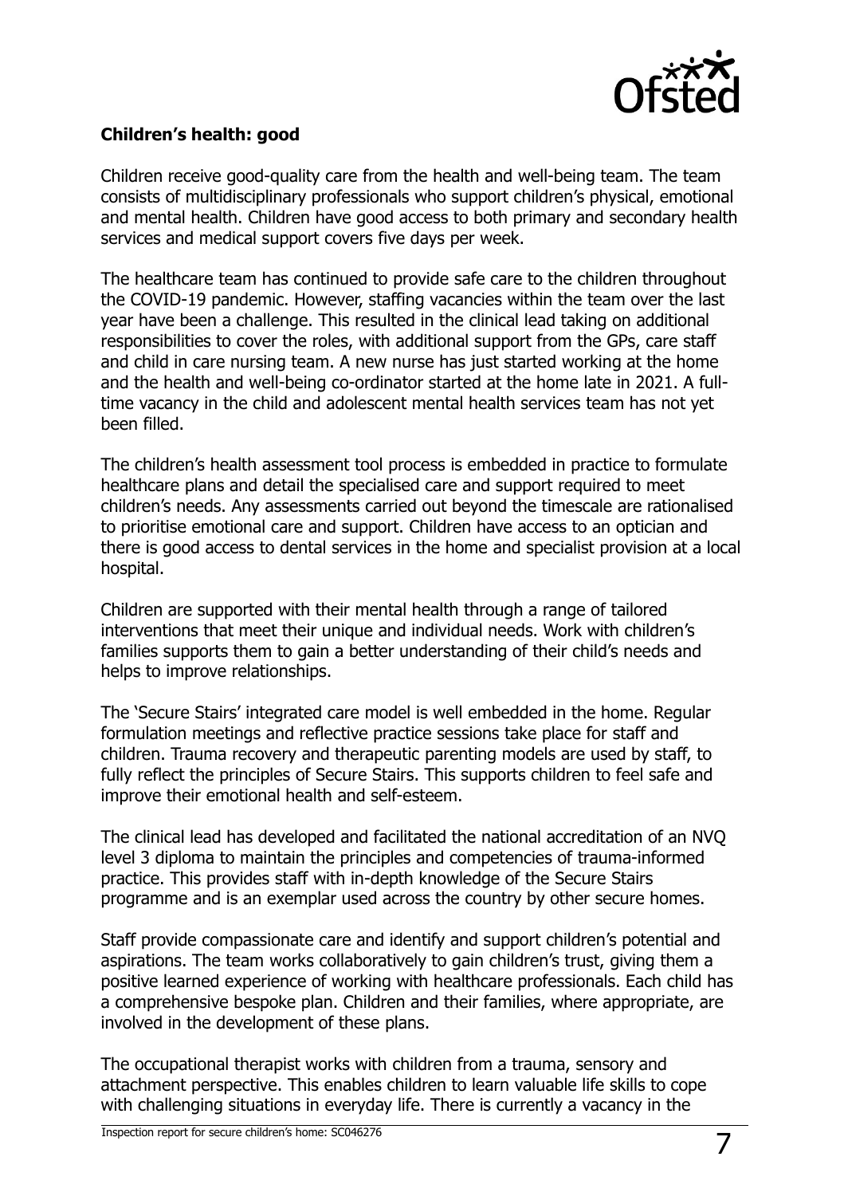**Children's health: good**

Children receive good-quality care from the health and well-being team. The team consists of multidisciplinary professionals who support children's physical, emotional and mental health. Children have good access to both primary and secondary health services and medical support covers five days per week.

The healthcare team has continued to provide safe care to the children throughout the COVID-19 pandemic. However, staffing vacancies within the team over the last year have been a challenge. This resulted in the clinical lead taking on additional responsibilities to cover the roles, with additional support from the GPs, care staff and child in care nursing team. A new nurse has just started working at the home and the health and well-being co-ordinator started at the home late in 2021. A full-time vacancy in the child and adolescent mental health services team has not yet been filled.

The children's health assessment tool process is embedded in practice to formulate healthcare plans and detail the specialised care and support required to meet children's needs. Any assessments carried out beyond the timescale are rationalised to prioritise emotional care and support. Children have access to an optician and there is good access to dental services in the home and specialist provision at a local hospital.

Children are supported with their mental health through a range of tailored interventions that meet their unique and individual needs. Work with children's families supports them to gain a better understanding of their child's needs and helps to improve relationships.

The 'Secure Stairs' integrated care model is well embedded in the home. Regular formulation meetings and reflective practice sessions take place for staff and children. Trauma recovery and therapeutic parenting models are used by staff, to fully reflect the principles of Secure Stairs. This supports children to feel safe and improve their emotional health and self-esteem.

The clinical lead has developed and facilitated the national accreditation of an NVQ level 3 diploma to maintain the principles and competencies of trauma-informed practice. This provides staff with in-depth knowledge of the Secure Stairs programme and is an exemplar used across the country by other secure homes.

Staff provide compassionate care and identify and support children's potential and aspirations. The team works collaboratively to gain children's trust, giving them a positive learned experience of working with healthcare professionals. Each child has a comprehensive bespoke plan. Children and their families, where appropriate, are involved in the development of these plans.

The occupational therapist works with children from a trauma, sensory and attachment perspective. This enables children to learn valuable life skills to cope with challenging situations in everyday life. There is currently a vacancy in the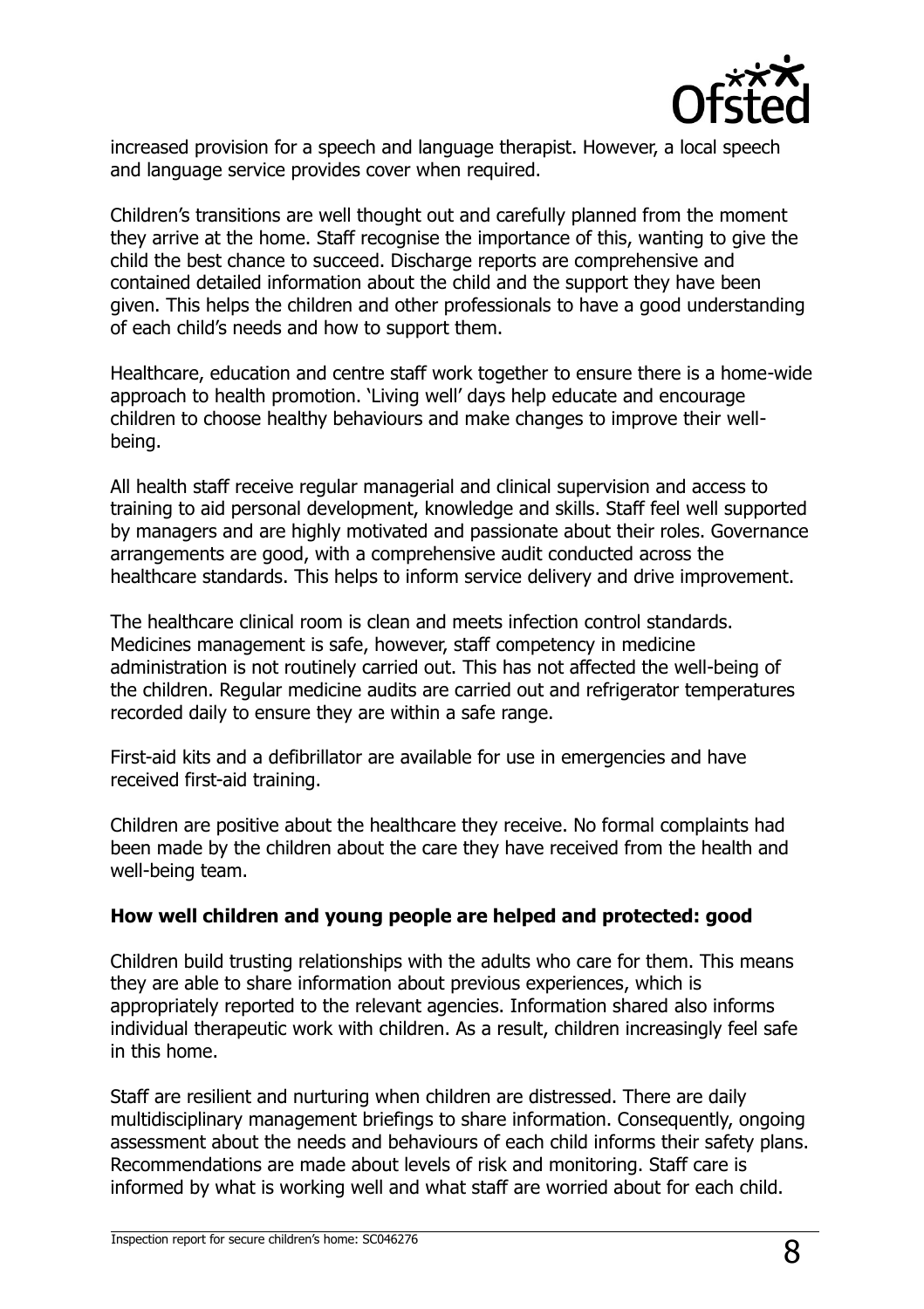increased provision for a speech and language therapist. However, a local speech and language service provides cover when required.

Children's transitions are well thought out and carefully planned from the moment they arrive at the home. Staff recognise the importance of this, wanting to give the child the best chance to succeed. Discharge reports are comprehensive and contained detailed information about the child and the support they have been given. This helps the children and other professionals to have a good understanding of each child's needs and how to support them.

Healthcare, education and centre staff work together to ensure there is a home-wide approach to health promotion. 'Living well' days help educate and encourage children to choose healthy behaviours and make changes to improve their well-being.

All health staff receive regular managerial and clinical supervision and access to training to aid personal development, knowledge and skills. Staff feel well supported by managers and are highly motivated and passionate about their roles. Governance arrangements are good, with a comprehensive audit conducted across the healthcare standards. This helps to inform service delivery and drive improvement.

The healthcare clinical room is clean and meets infection control standards. Medicines management is safe, however, staff competency in medicine administration is not routinely carried out. This has not affected the well-being of the children. Regular medicine audits are carried out and refrigerator temperatures recorded daily to ensure they are within a safe range.

First-aid kits and a defibrillator are available for use in emergencies and have received first-aid training.

Children are positive about the healthcare they receive. No formal complaints had been made by the children about the care they have received from the health and well-being team.

**How well children and young people are helped and protected: good**

Children build trusting relationships with the adults who care for them. This means they are able to share information about previous experiences, which is appropriately reported to the relevant agencies. Information shared also informs individual therapeutic work with children. As a result, children increasingly feel safe in this home.

Staff are resilient and nurturing when children are distressed. There are daily multidisciplinary management briefings to share information. Consequently, ongoing assessment about the needs and behaviours of each child informs their safety plans. Recommendations are made about levels of risk and monitoring. Staff care is informed by what is working well and what staff are worried about for each child.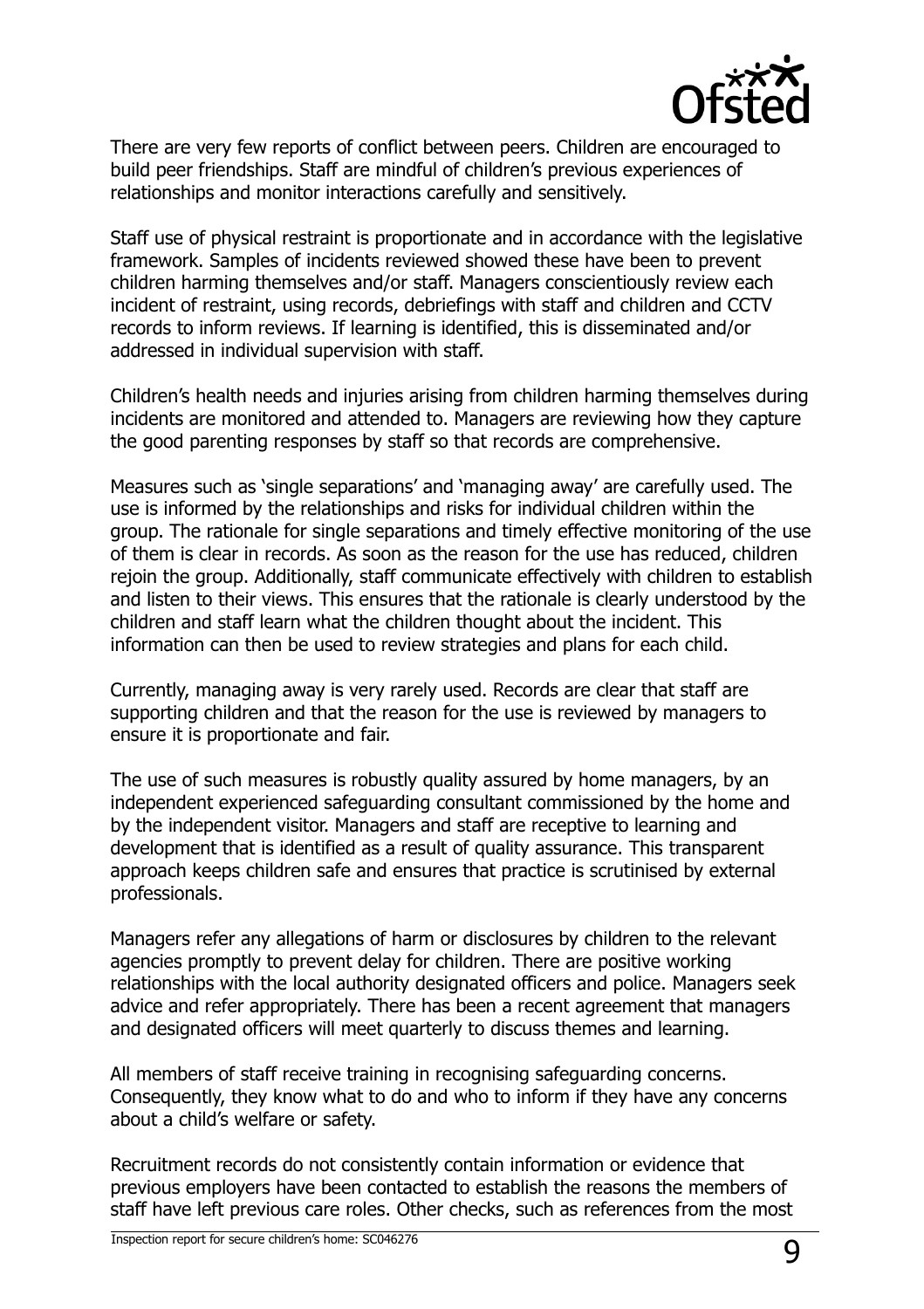There are very few reports of conflict between peers. Children are encouraged to build peer friendships. Staff are mindful of children's previous experiences of relationships and monitor interactions carefully and sensitively.

Staff use of physical restraint is proportionate and in accordance with the legislative framework. Samples of incidents reviewed showed these have been to prevent children harming themselves and/or staff. Managers conscientiously review each incident of restraint, using records, debriefings with staff and children and CCTV records to inform reviews. If learning is identified, this is disseminated and/or addressed in individual supervision with staff.

Children's health needs and injuries arising from children harming themselves during incidents are monitored and attended to. Managers are reviewing how they capture the good parenting responses by staff so that records are comprehensive.

Measures such as 'single separations' and 'managing away' are carefully used. The use is informed by the relationships and risks for individual children within the group. The rationale for single separations and timely effective monitoring of the use of them is clear in records. As soon as the reason for the use has reduced, children rejoin the group. Additionally, staff communicate effectively with children to establish and listen to their views. This ensures that the rationale is clearly understood by the children and staff learn what the children thought about the incident. This information can then be used to review strategies and plans for each child.

Currently, managing away is very rarely used. Records are clear that staff are supporting children and that the reason for the use is reviewed by managers to ensure it is proportionate and fair.

The use of such measures is robustly quality assured by home managers, by an independent experienced safeguarding consultant commissioned by the home and by the independent visitor. Managers and staff are receptive to learning and development that is identified as a result of quality assurance. This transparent approach keeps children safe and ensures that practice is scrutinised by external professionals.

Managers refer any allegations of harm or disclosures by children to the relevant agencies promptly to prevent delay for children. There are positive working relationships with the local authority designated officers and police. Managers seek advice and refer appropriately. There has been a recent agreement that managers and designated officers will meet quarterly to discuss themes and learning.

All members of staff receive training in recognising safeguarding concerns. Consequently, they know what to do and who to inform if they have any concerns about a child's welfare or safety.

Recruitment records do not consistently contain information or evidence that previous employers have been contacted to establish the reasons the members of staff have left previous care roles. Other checks, such as references from the most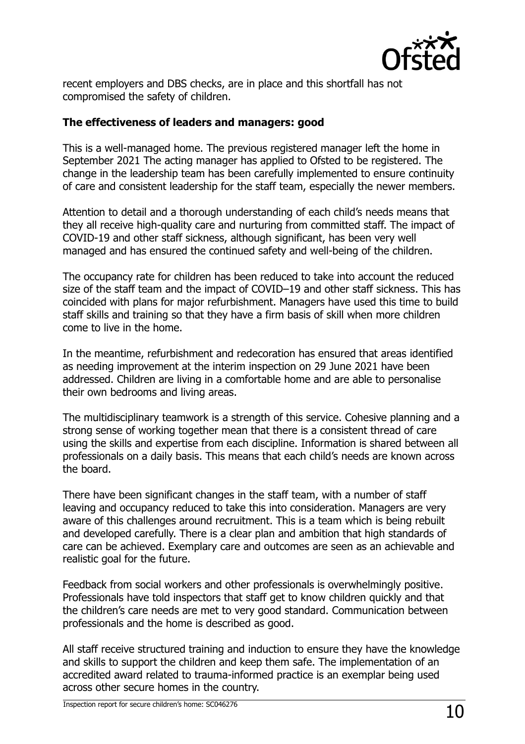recent employers and DBS checks, are in place and this shortfall has not compromised the safety of children.

**The effectiveness of leaders and managers: good**

This is a well-managed home. The previous registered manager left the home in September 2021 The acting manager has applied to Ofsted to be registered. The change in the leadership team has been carefully implemented to ensure continuity of care and consistent leadership for the staff team, especially the newer members.

Attention to detail and a thorough understanding of each child's needs means that they all receive high-quality care and nurturing from committed staff. The impact of COVID-19 and other staff sickness, although significant, has been very well managed and has ensured the continued safety and well-being of the children.

The occupancy rate for children has been reduced to take into account the reduced size of the staff team and the impact of COVID–19 and other staff sickness. This has coincided with plans for major refurbishment. Managers have used this time to build staff skills and training so that they have a firm basis of skill when more children come to live in the home.

In the meantime, refurbishment and redecoration has ensured that areas identified as needing improvement at the interim inspection on 29 June 2021 have been addressed. Children are living in a comfortable home and are able to personalise their own bedrooms and living areas.

The multidisciplinary teamwork is a strength of this service. Cohesive planning and a strong sense of working together mean that there is a consistent thread of care using the skills and expertise from each discipline. Information is shared between all professionals on a daily basis. This means that each child's needs are known across the board.

There have been significant changes in the staff team, with a number of staff leaving and occupancy reduced to take this into consideration. Managers are very aware of this challenges around recruitment. This is a team which is being rebuilt and developed carefully. There is a clear plan and ambition that high standards of care can be achieved. Exemplary care and outcomes are seen as an achievable and realistic goal for the future.

Feedback from social workers and other professionals is overwhelmingly positive. Professionals have told inspectors that staff get to know children quickly and that the children's care needs are met to very good standard. Communication between professionals and the home is described as good.

All staff receive structured training and induction to ensure they have the knowledge and skills to support the children and keep them safe. The implementation of an accredited award related to trauma-informed practice is an exemplar being used across other secure homes in the country.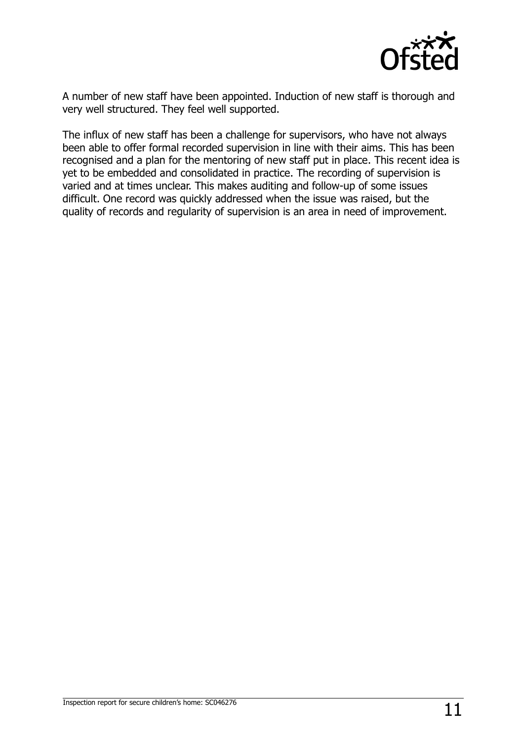A number of new staff have been appointed. Induction of new staff is thorough and very well structured. They feel well supported.

The influx of new staff has been a challenge for supervisors, who have not always been able to offer formal recorded supervision in line with their aims. This has been recognised and a plan for the mentoring of new staff put in place. This recent idea is yet to be embedded and consolidated in practice. The recording of supervision is varied and at times unclear. This makes auditing and follow-up of some issues difficult. One record was quickly addressed when the issue was raised, but the quality of records and regularity of supervision is an area in need of improvement.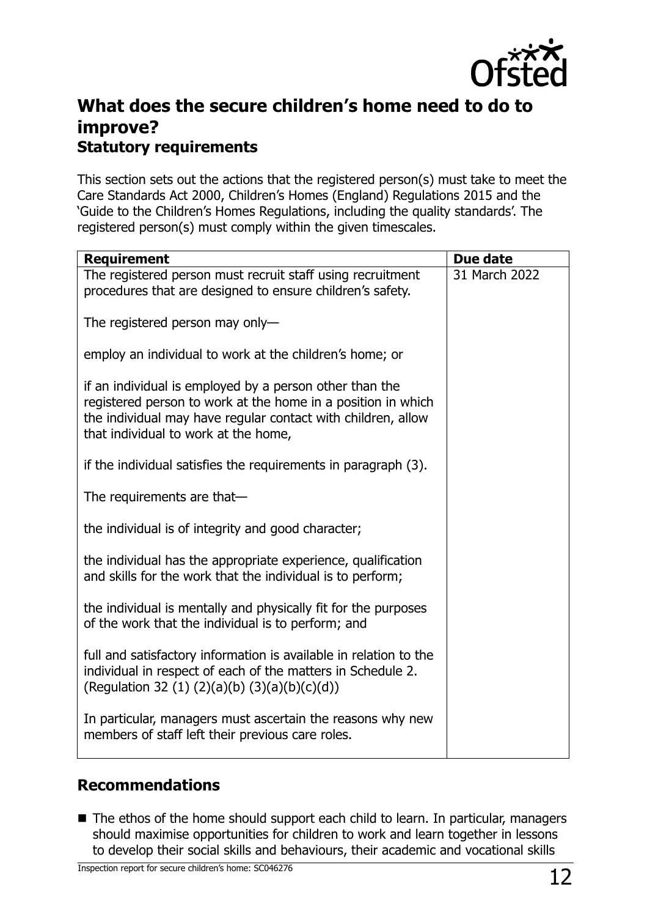## What does the secure children's home need to do to improve?

### Statutory requirements

This section sets out the actions that the registered person(s) must take to meet the Care Standards Act 2000, Children's Homes (England) Regulations 2015 and the 'Guide to the Children's Homes Regulations, including the quality standards'. The registered person(s) must comply within the given timescales.

| Requirement | Due date |
| --- | --- |
| The registered person must recruit staff using recruitment procedures that are designed to ensure children's safety.<br><br>The registered person may only—<br><br>employ an individual to work at the children's home; or<br><br>if an individual is employed by a person other than the registered person to work at the home in a position in which the individual may have regular contact with children, allow that individual to work at the home,<br><br>if the individual satisfies the requirements in paragraph (3).<br><br>The requirements are that—<br><br>the individual is of integrity and good character;<br><br>the individual has the appropriate experience, qualification and skills for the work that the individual is to perform;<br><br>the individual is mentally and physically fit for the purposes of the work that the individual is to perform; and<br><br>full and satisfactory information is available in relation to the individual in respect of each of the matters in Schedule 2. (Regulation 32 (1) (2)(a)(b) (3)(a)(b)(c)(d))<br><br>In particular, managers must ascertain the reasons why new members of staff left their previous care roles. | 31 March 2022 |

## Recommendations

- The ethos of the home should support each child to learn. In particular, managers should maximise opportunities for children to work and learn together in lessons to develop their social skills and behaviours, their academic and vocational skills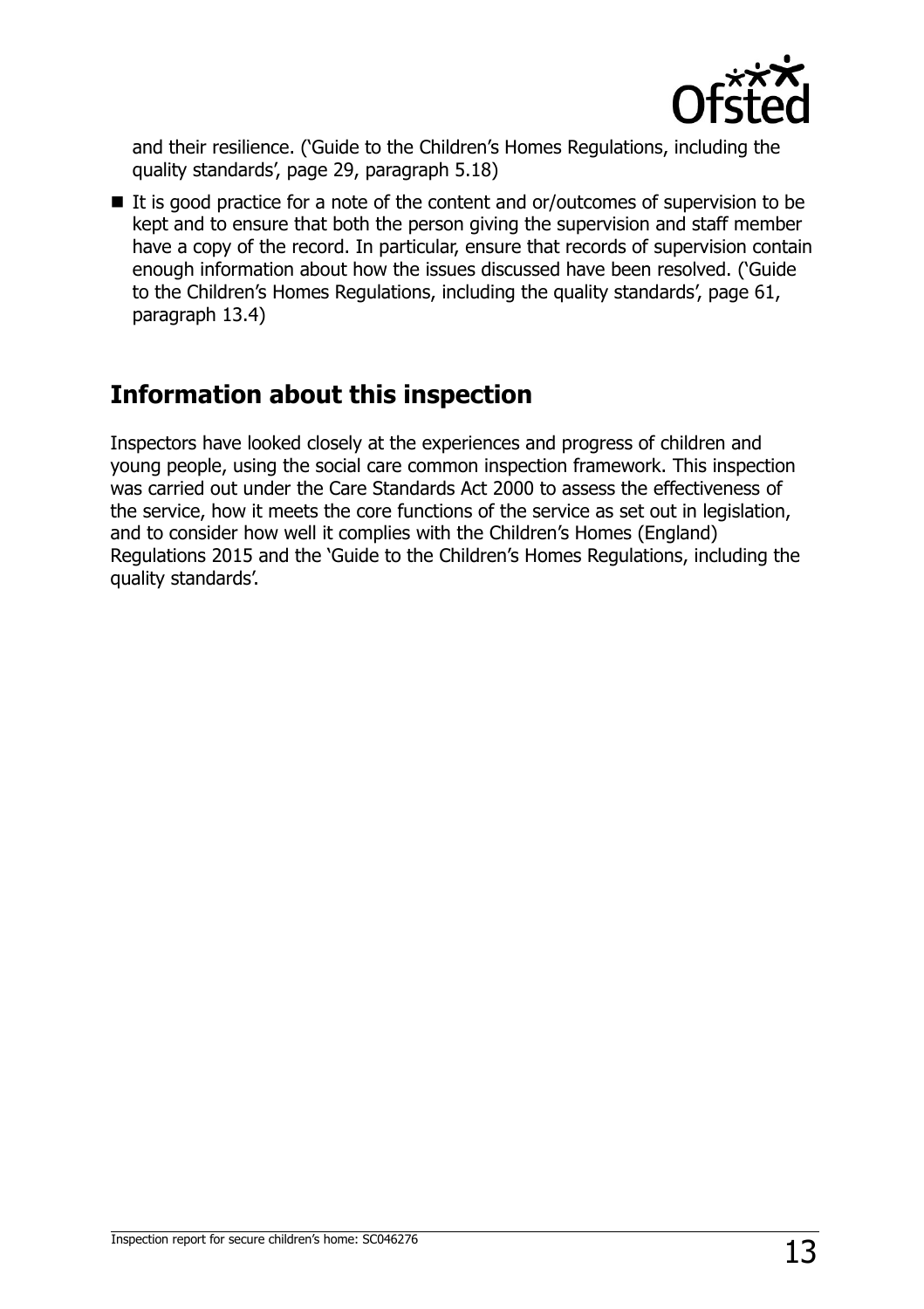and their resilience. ('Guide to the Children's Homes Regulations, including the quality standards', page 29, paragraph 5.18)

- It is good practice for a note of the content and or/outcomes of supervision to be kept and to ensure that both the person giving the supervision and staff member have a copy of the record. In particular, ensure that records of supervision contain enough information about how the issues discussed have been resolved. ('Guide to the Children's Homes Regulations, including the quality standards', page 61, paragraph 13.4)

## Information about this inspection

Inspectors have looked closely at the experiences and progress of children and young people, using the social care common inspection framework. This inspection was carried out under the Care Standards Act 2000 to assess the effectiveness of the service, how it meets the core functions of the service as set out in legislation, and to consider how well it complies with the Children's Homes (England) Regulations 2015 and the 'Guide to the Children's Homes Regulations, including the quality standards'.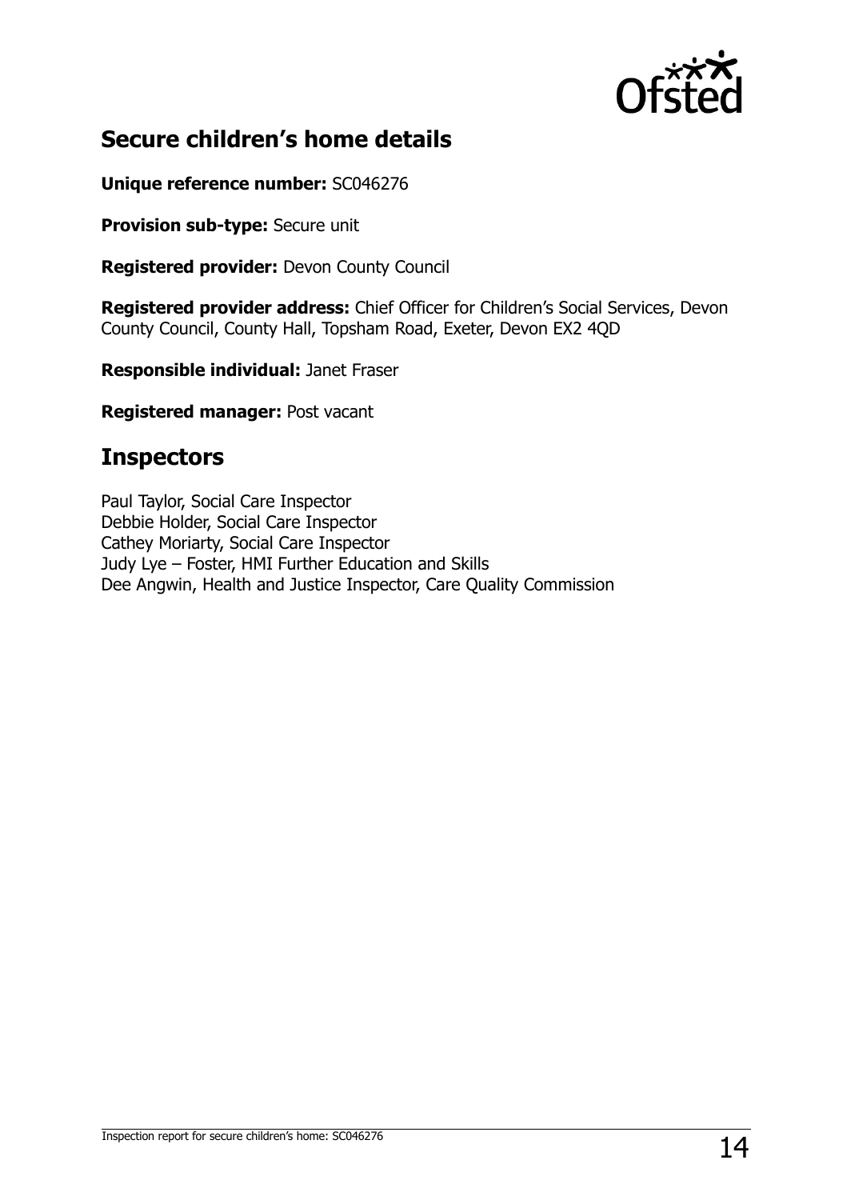## Secure children's home details

**Unique reference number:** SC046276

**Provision sub-type:** Secure unit

**Registered provider:** Devon County Council

**Registered provider address:** Chief Officer for Children's Social Services, Devon County Council, County Hall, Topsham Road, Exeter, Devon EX2 4QD

**Responsible individual:** Janet Fraser

**Registered manager:** Post vacant

## Inspectors

Paul Taylor, Social Care Inspector
Debbie Holder, Social Care Inspector
Cathey Moriarty, Social Care Inspector
Judy Lye – Foster, HMI Further Education and Skills
Dee Angwin, Health and Justice Inspector, Care Quality Commission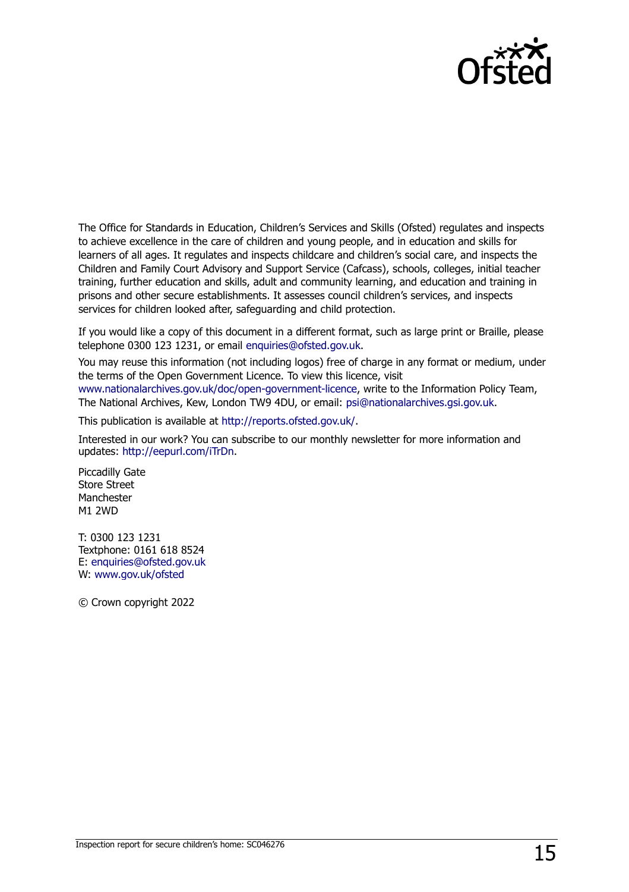The Office for Standards in Education, Children's Services and Skills (Ofsted) regulates and inspects to achieve excellence in the care of children and young people, and in education and skills for learners of all ages. It regulates and inspects childcare and children's social care, and inspects the Children and Family Court Advisory and Support Service (Cafcass), schools, colleges, initial teacher training, further education and skills, adult and community learning, and education and training in prisons and other secure establishments. It assesses council children's services, and inspects services for children looked after, safeguarding and child protection.

If you would like a copy of this document in a different format, such as large print or Braille, please telephone 0300 123 1231, or email enquiries@ofsted.gov.uk.

You may reuse this information (not including logos) free of charge in any format or medium, under the terms of the Open Government Licence. To view this licence, visit www.nationalarchives.gov.uk/doc/open-government-licence, write to the Information Policy Team, The National Archives, Kew, London TW9 4DU, or email: psi@nationalarchives.gsi.gov.uk.

This publication is available at http://reports.ofsted.gov.uk/.

Interested in our work? You can subscribe to our monthly newsletter for more information and updates: http://eepurl.com/iTrDn.

Piccadilly Gate
Store Street
Manchester
M1 2WD

T: 0300 123 1231
Textphone: 0161 618 8524
E: enquiries@ofsted.gov.uk
W: www.gov.uk/ofsted

© Crown copyright 2022